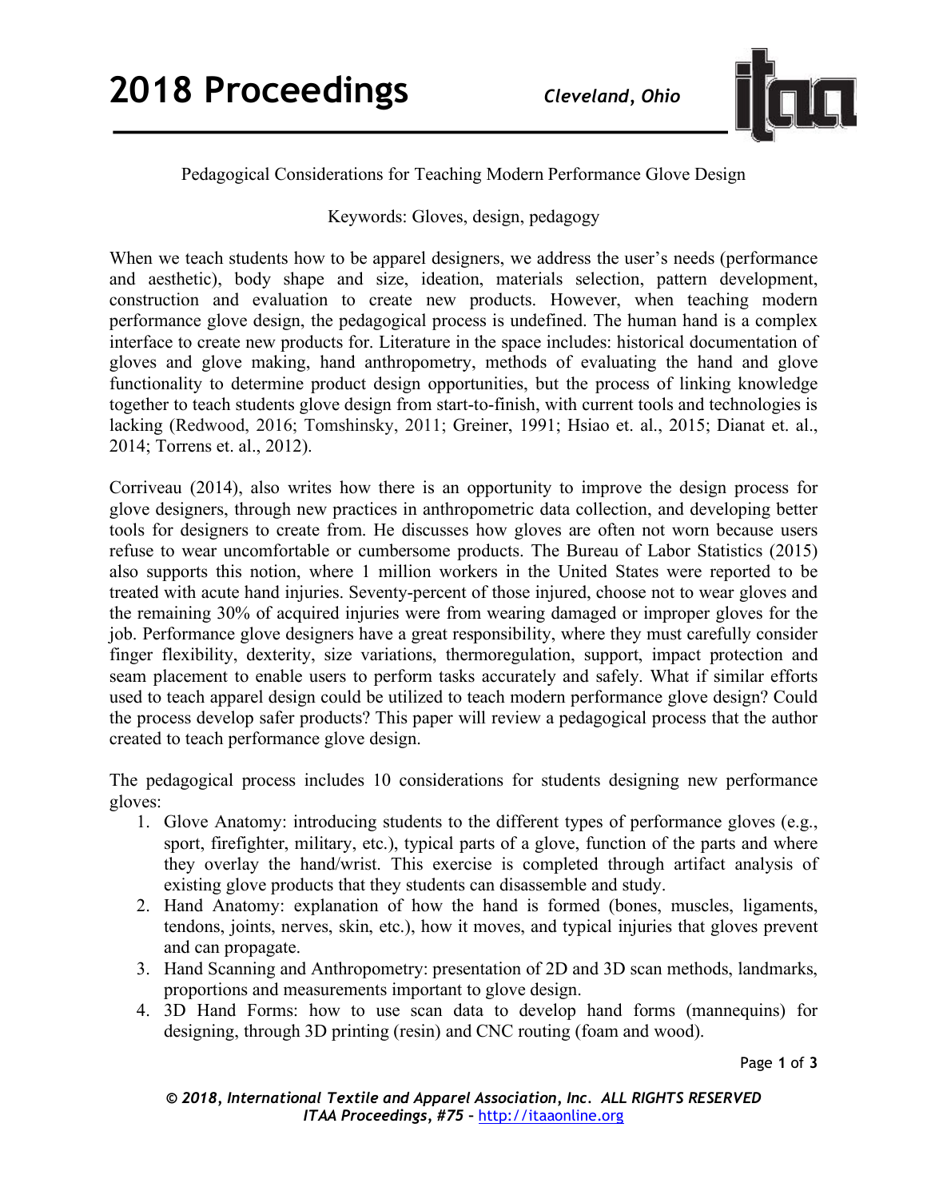# Pedagogical Considerations for Teaching Modern Performance Glove Design

Keywords: Gloves, design, pedagogy

When we teach students how to be apparel designers, we address the user's needs (performance and aesthetic), body shape and size, ideation, materials selection, pattern development, construction and evaluation to create new products. However, when teaching modern performance glove design, the pedagogical process is undefined. The human hand is a complex interface to create new products for. Literature in the space includes: historical documentation of gloves and glove making, hand anthropometry, methods of evaluating the hand and glove functionality to determine product design opportunities, but the process of linking knowledge together to teach students glove design from start-to-finish, with current tools and technologies is lacking (Redwood, 2016; Tomshinsky, 2011; Greiner, 1991; Hsiao et. al., 2015; Dianat et. al., 2014; Torrens et. al., 2012).

Corriveau (2014), also writes how there is an opportunity to improve the design process for glove designers, through new practices in anthropometric data collection, and developing better tools for designers to create from. He discusses how gloves are often not worn because users refuse to wear uncomfortable or cumbersome products. The Bureau of Labor Statistics (2015) also supports this notion, where 1 million workers in the United States were reported to be treated with acute hand injuries. Seventy-percent of those injured, choose not to wear gloves and the remaining 30% of acquired injuries were from wearing damaged or improper gloves for the job. Performance glove designers have a great responsibility, where they must carefully consider finger flexibility, dexterity, size variations, thermoregulation, support, impact protection and seam placement to enable users to perform tasks accurately and safely. What if similar efforts used to teach apparel design could be utilized to teach modern performance glove design? Could the process develop safer products? This paper will review a pedagogical process that the author created to teach performance glove design.

The pedagogical process includes 10 considerations for students designing new performance gloves:

1. Glove Anatomy: introducing students to the different types of performance gloves (e.g., sport, firefighter, military, etc.), typical parts of a glove, function of the parts and where they overlay the hand/wrist. This exercise is completed through artifact analysis of existing glove products that they students can disassemble and study.
2. Hand Anatomy: explanation of how the hand is formed (bones, muscles, ligaments, tendons, joints, nerves, skin, etc.), how it moves, and typical injuries that gloves prevent and can propagate.
3. Hand Scanning and Anthropometry: presentation of 2D and 3D scan methods, landmarks, proportions and measurements important to glove design.
4. 3D Hand Forms: how to use scan data to develop hand forms (mannequins) for designing, through 3D printing (resin) and CNC routing (foam and wood).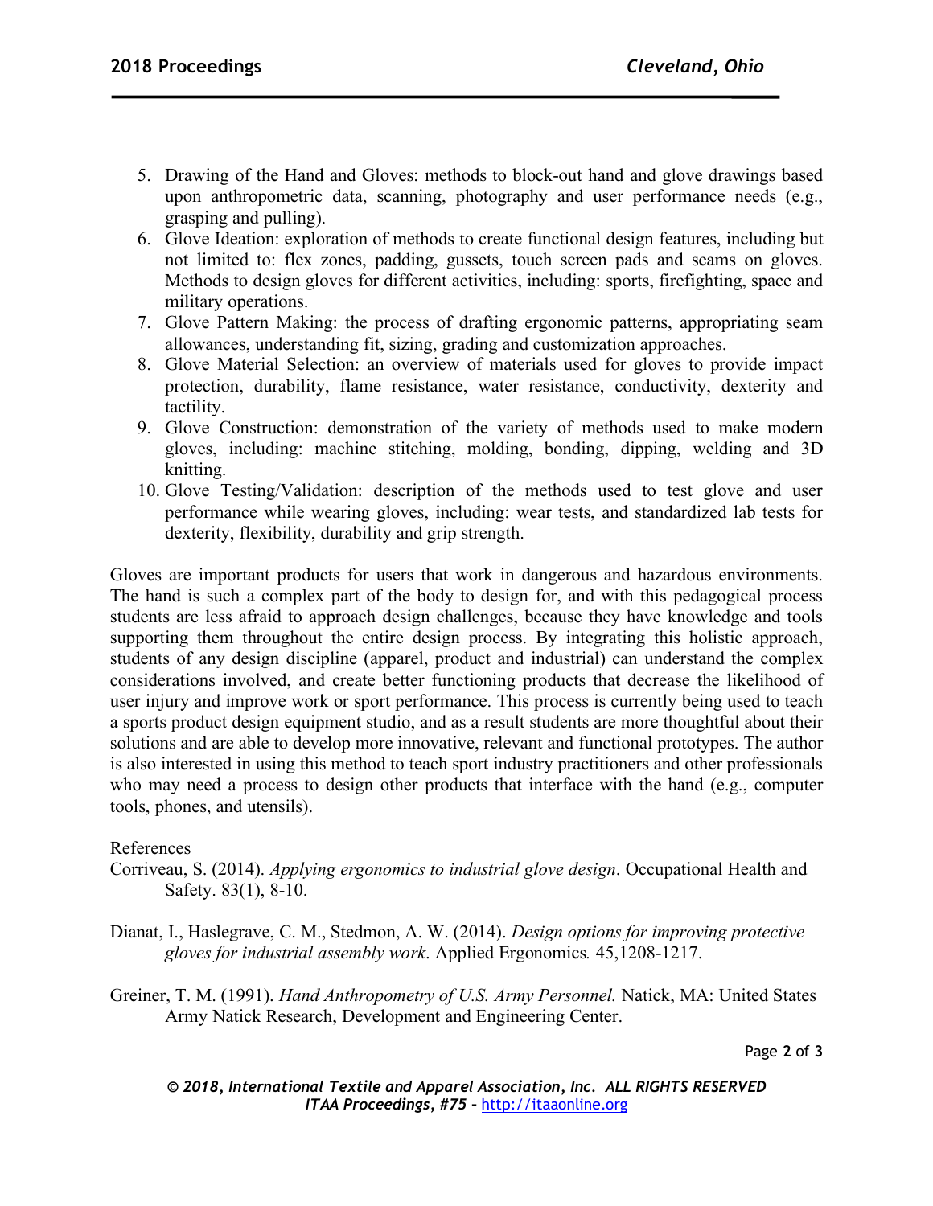5. Drawing of the Hand and Gloves: methods to block-out hand and glove drawings based upon anthropometric data, scanning, photography and user performance needs (e.g., grasping and pulling).
6. Glove Ideation: exploration of methods to create functional design features, including but not limited to: flex zones, padding, gussets, touch screen pads and seams on gloves. Methods to design gloves for different activities, including: sports, firefighting, space and military operations.
7. Glove Pattern Making: the process of drafting ergonomic patterns, appropriating seam allowances, understanding fit, sizing, grading and customization approaches.
8. Glove Material Selection: an overview of materials used for gloves to provide impact protection, durability, flame resistance, water resistance, conductivity, dexterity and tactility.
9. Glove Construction: demonstration of the variety of methods used to make modern gloves, including: machine stitching, molding, bonding, dipping, welding and 3D knitting.
10. Glove Testing/Validation: description of the methods used to test glove and user performance while wearing gloves, including: wear tests, and standardized lab tests for dexterity, flexibility, durability and grip strength.

Gloves are important products for users that work in dangerous and hazardous environments. The hand is such a complex part of the body to design for, and with this pedagogical process students are less afraid to approach design challenges, because they have knowledge and tools supporting them throughout the entire design process. By integrating this holistic approach, students of any design discipline (apparel, product and industrial) can understand the complex considerations involved, and create better functioning products that decrease the likelihood of user injury and improve work or sport performance. This process is currently being used to teach a sports product design equipment studio, and as a result students are more thoughtful about their solutions and are able to develop more innovative, relevant and functional prototypes. The author is also interested in using this method to teach sport industry practitioners and other professionals who may need a process to design other products that interface with the hand (e.g., computer tools, phones, and utensils).

References

Corriveau, S. (2014). *Applying ergonomics to industrial glove design*. Occupational Health and Safety. 83(1), 8-10.

Dianat, I., Haslegrave, C. M., Stedmon, A. W. (2014). *Design options for improving protective gloves for industrial assembly work*. Applied Ergonomics*.* 45,1208-1217.

Greiner, T. M. (1991). *Hand Anthropometry of U.S. Army Personnel.* Natick, MA: United States Army Natick Research, Development and Engineering Center.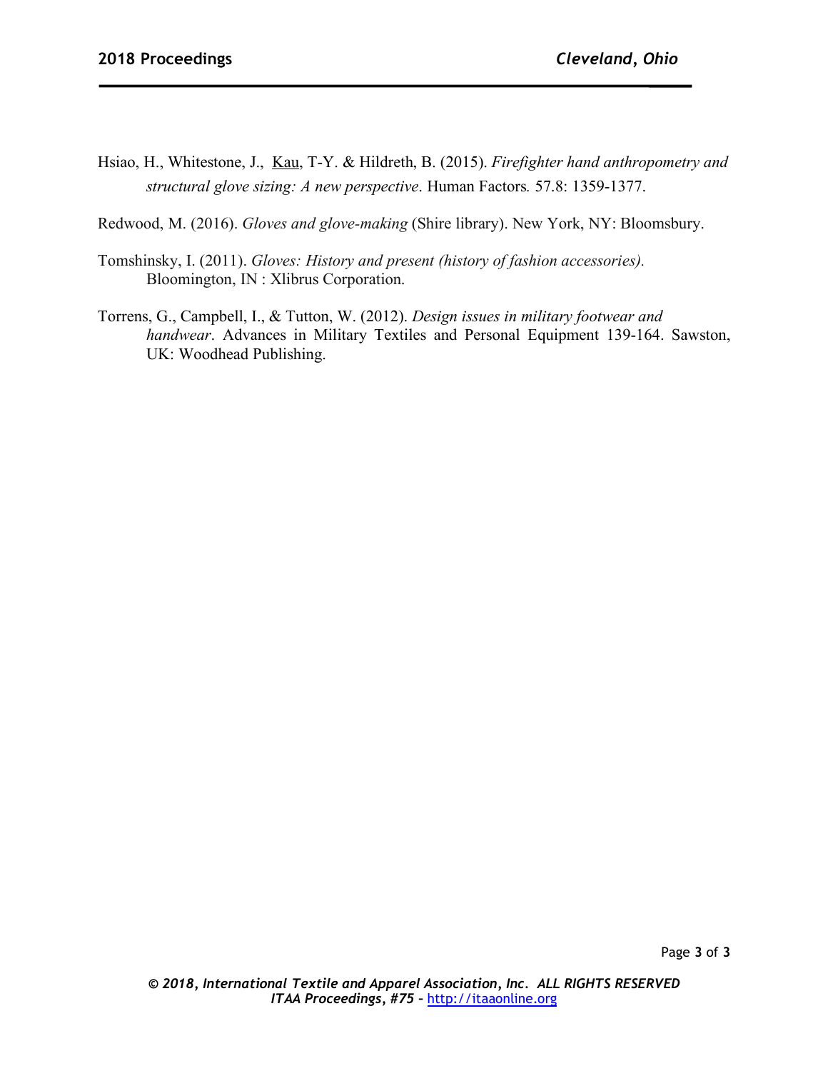Hsiao, H., Whitestone, J., Kau, T-Y. & Hildreth, B. (2015). *Firefighter hand anthropometry and structural glove sizing: A new perspective*. Human Factors*.* 57.8: 1359-1377.

Redwood, M. (2016). *Gloves and glove-making* (Shire library). New York, NY: Bloomsbury.

Tomshinsky, I. (2011). *Gloves: History and present (history of fashion accessories).* Bloomington, IN : Xlibrus Corporation.

Torrens, G., Campbell, I., & Tutton, W. (2012). *Design issues in military footwear and handwear*. Advances in Military Textiles and Personal Equipment 139-164. Sawston, UK: Woodhead Publishing.